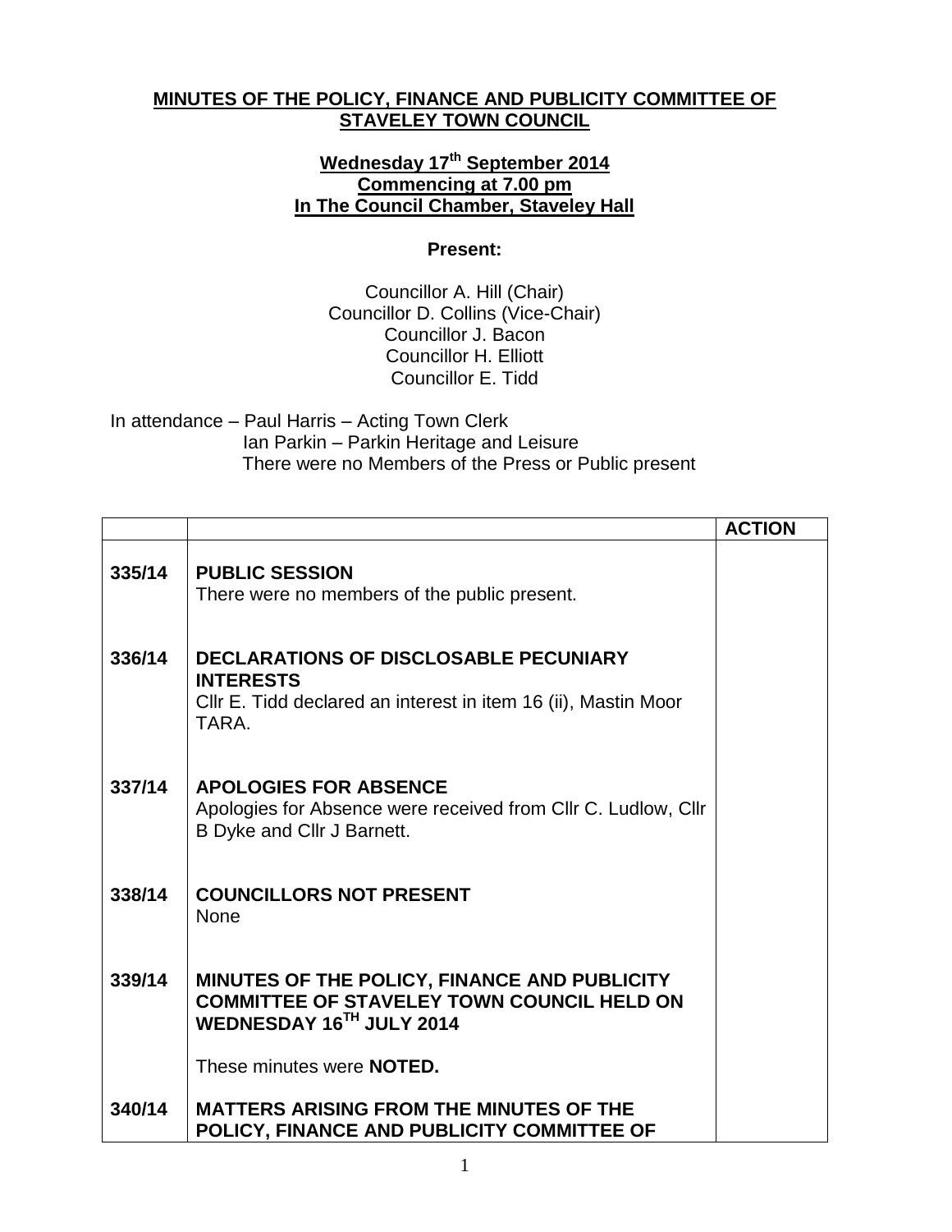**MINUTES OF THE POLICY, FINANCE AND PUBLICITY COMMITTEE OF STAVELEY TOWN COUNCIL**

**Wednesday 17th September 2014**
**Commencing at 7.00 pm**
**In The Council Chamber, Staveley Hall**

**Present:**

Councillor A. Hill (Chair)
Councillor D. Collins (Vice-Chair)
Councillor J. Bacon
Councillor H. Elliott
Councillor E. Tidd

In attendance – Paul Harris – Acting Town Clerk
Ian Parkin – Parkin Heritage and Leisure
There were no Members of the Press or Public present

| | | ACTION |
|---|---|---|
| 335/14 | **PUBLIC SESSION**<br>There were no members of the public present. | |
| 336/14 | **DECLARATIONS OF DISCLOSABLE PECUNIARY INTERESTS**<br>Cllr E. Tidd declared an interest in item 16 (ii), Mastin Moor TARA. | |
| 337/14 | **APOLOGIES FOR ABSENCE**<br>Apologies for Absence were received from Cllr C. Ludlow, Cllr B Dyke and Cllr J Barnett. | |
| 338/14 | **COUNCILLORS NOT PRESENT**<br>None | |
| 339/14 | **MINUTES OF THE POLICY, FINANCE AND PUBLICITY COMMITTEE OF STAVELEY TOWN COUNCIL HELD ON WEDNESDAY 16TH JULY 2014**<br><br>These minutes were **NOTED.** | |
| 340/14 | **MATTERS ARISING FROM THE MINUTES OF THE POLICY, FINANCE AND PUBLICITY COMMITTEE OF** | |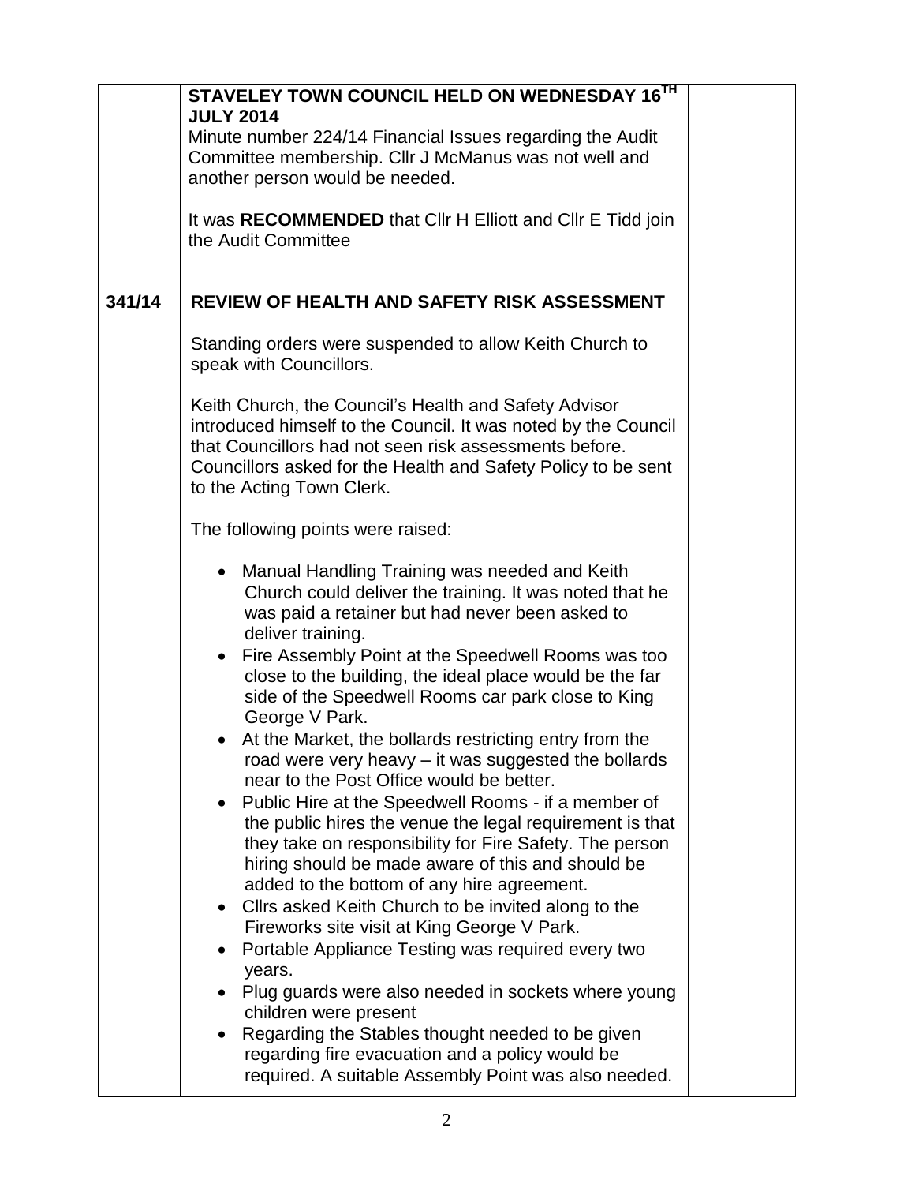| | | |
|---|---|---|
| | **STAVELEY TOWN COUNCIL HELD ON WEDNESDAY 16TH JULY 2014**<br>Minute number 224/14 Financial Issues regarding the Audit Committee membership. Cllr J McManus was not well and another person would be needed.<br><br>It was **RECOMMENDED** that Cllr H Elliott and Cllr E Tidd join the Audit Committee | |
| **341/14** | **REVIEW OF HEALTH AND SAFETY RISK ASSESSMENT**<br><br>Standing orders were suspended to allow Keith Church to speak with Councillors.<br><br>Keith Church, the Council's Health and Safety Advisor introduced himself to the Council. It was noted by the Council that Councillors had not seen risk assessments before. Councillors asked for the Health and Safety Policy to be sent to the Acting Town Clerk.<br><br>The following points were raised:<br><br>• Manual Handling Training was needed and Keith Church could deliver the training. It was noted that he was paid a retainer but had never been asked to deliver training.<br>• Fire Assembly Point at the Speedwell Rooms was too close to the building, the ideal place would be the far side of the Speedwell Rooms car park close to King George V Park.<br>• At the Market, the bollards restricting entry from the road were very heavy – it was suggested the bollards near to the Post Office would be better.<br>• Public Hire at the Speedwell Rooms - if a member of the public hires the venue the legal requirement is that they take on responsibility for Fire Safety. The person hiring should be made aware of this and should be added to the bottom of any hire agreement.<br>• Cllrs asked Keith Church to be invited along to the Fireworks site visit at King George V Park.<br>• Portable Appliance Testing was required every two years.<br>• Plug guards were also needed in sockets where young children were present<br>• Regarding the Stables thought needed to be given regarding fire evacuation and a policy would be required. A suitable Assembly Point was also needed. | |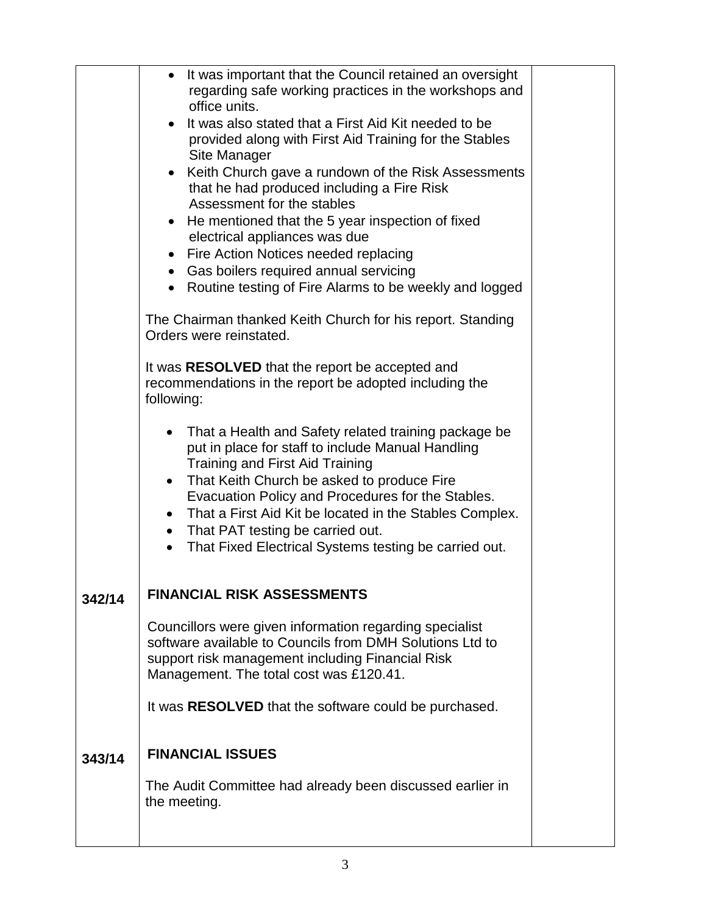- It was important that the Council retained an oversight regarding safe working practices in the workshops and office units.
- It was also stated that a First Aid Kit needed to be provided along with First Aid Training for the Stables Site Manager
- Keith Church gave a rundown of the Risk Assessments that he had produced including a Fire Risk Assessment for the stables
- He mentioned that the 5 year inspection of fixed electrical appliances was due
- Fire Action Notices needed replacing
- Gas boilers required annual servicing
- Routine testing of Fire Alarms to be weekly and logged

The Chairman thanked Keith Church for his report. Standing Orders were reinstated.

It was **RESOLVED** that the report be accepted and recommendations in the report be adopted including the following:

- That a Health and Safety related training package be put in place for staff to include Manual Handling Training and First Aid Training
- That Keith Church be asked to produce Fire Evacuation Policy and Procedures for the Stables.
- That a First Aid Kit be located in the Stables Complex.
- That PAT testing be carried out.
- That Fixed Electrical Systems testing be carried out.

**342/14**

## FINANCIAL RISK ASSESSMENTS

Councillors were given information regarding specialist software available to Councils from DMH Solutions Ltd to support risk management including Financial Risk Management. The total cost was £120.41.

It was **RESOLVED** that the software could be purchased.

**343/14**

## FINANCIAL ISSUES

The Audit Committee had already been discussed earlier in the meeting.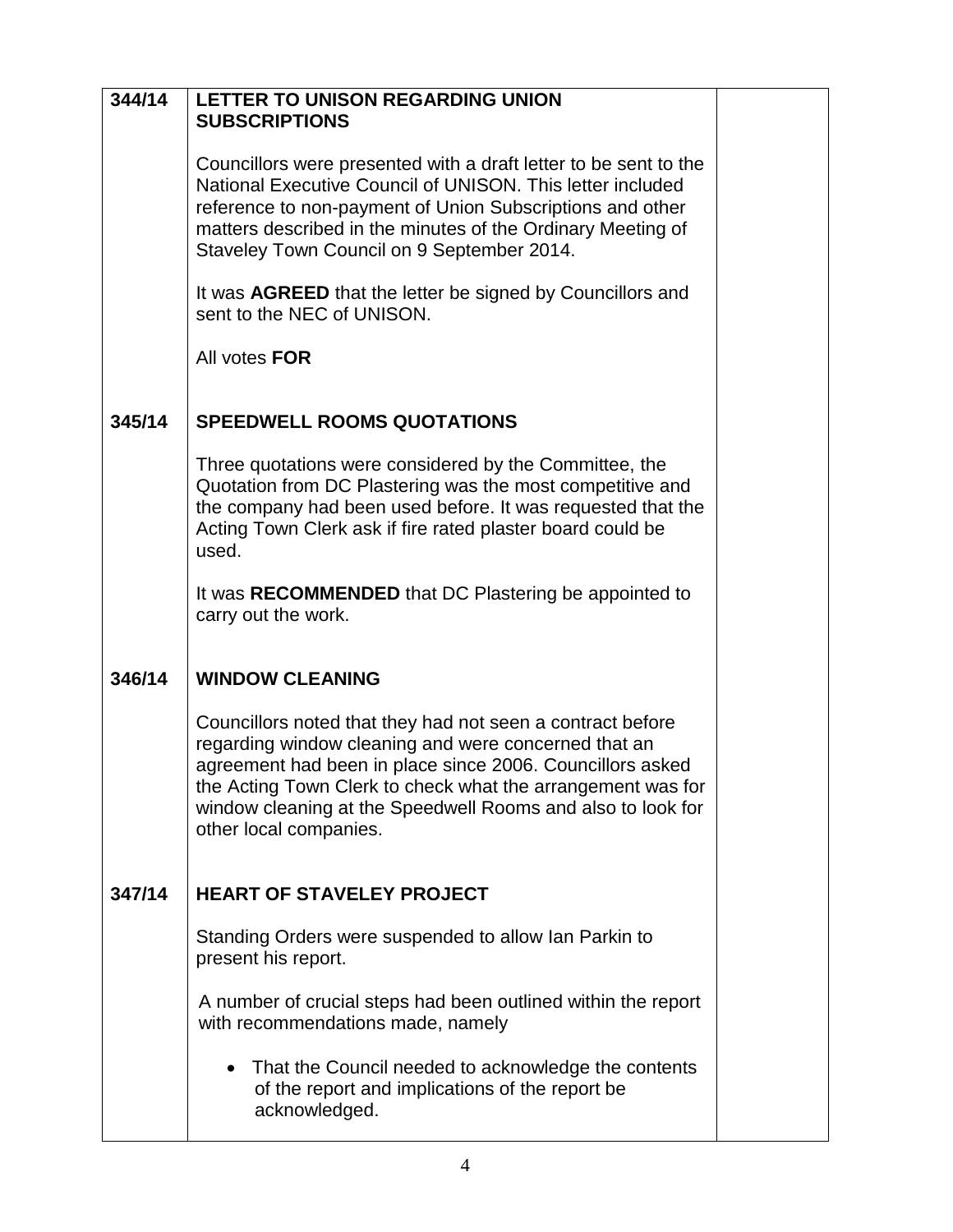| | | |
|---|---|---|
| **344/14** | **LETTER TO UNISON REGARDING UNION SUBSCRIPTIONS**<br><br>Councillors were presented with a draft letter to be sent to the National Executive Council of UNISON. This letter included reference to non-payment of Union Subscriptions and other matters described in the minutes of the Ordinary Meeting of Staveley Town Council on 9 September 2014.<br><br>It was **AGREED** that the letter be signed by Councillors and sent to the NEC of UNISON.<br><br>All votes **FOR** | |
| **345/14** | **SPEEDWELL ROOMS QUOTATIONS**<br><br>Three quotations were considered by the Committee, the Quotation from DC Plastering was the most competitive and the company had been used before. It was requested that the Acting Town Clerk ask if fire rated plaster board could be used.<br><br>It was **RECOMMENDED** that DC Plastering be appointed to carry out the work. | |
| **346/14** | **WINDOW CLEANING**<br><br>Councillors noted that they had not seen a contract before regarding window cleaning and were concerned that an agreement had been in place since 2006. Councillors asked the Acting Town Clerk to check what the arrangement was for window cleaning at the Speedwell Rooms and also to look for other local companies. | |
| **347/14** | **HEART OF STAVELEY PROJECT**<br><br>Standing Orders were suspended to allow Ian Parkin to present his report.<br><br>A number of crucial steps had been outlined within the report with recommendations made, namely<br><br>• That the Council needed to acknowledge the contents of the report and implications of the report be acknowledged. | |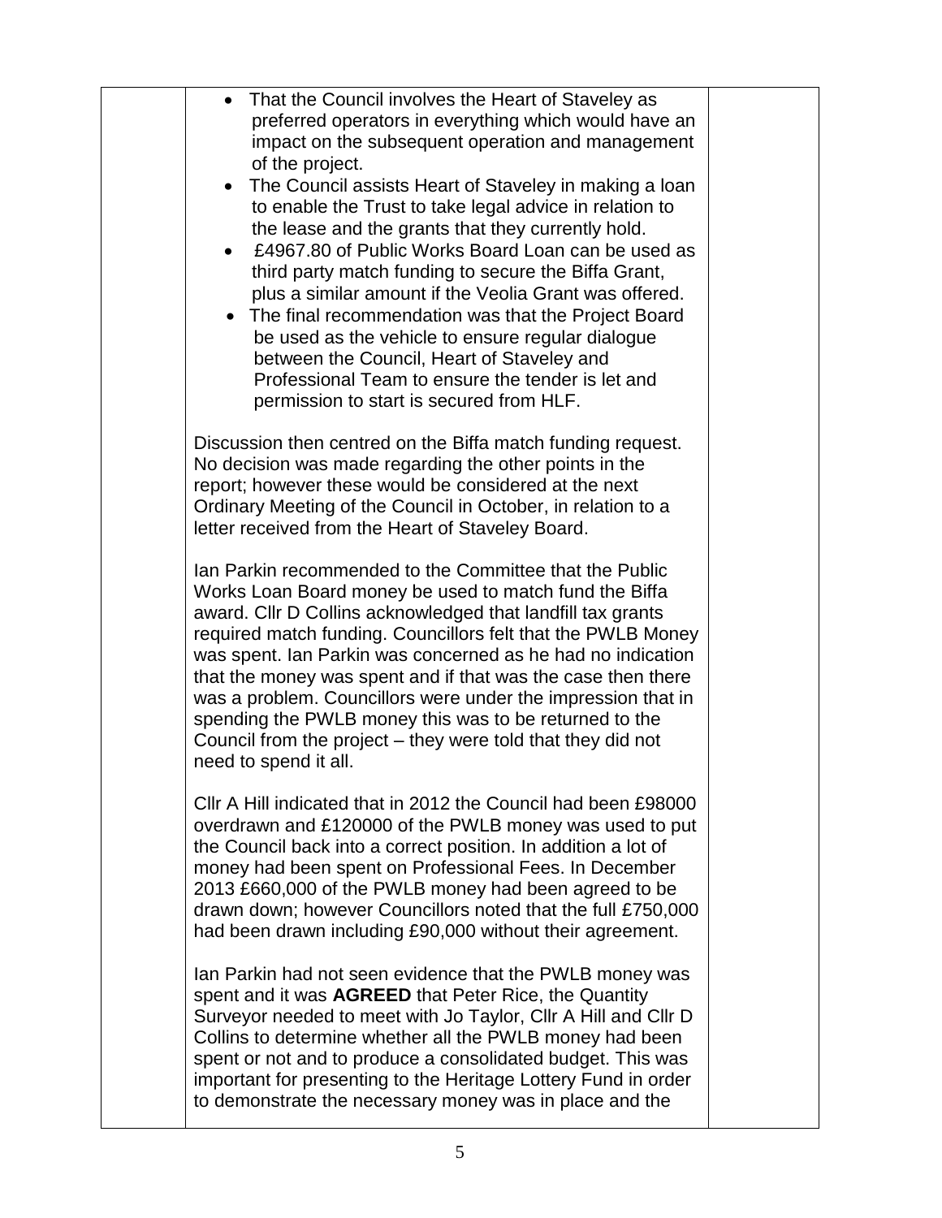- That the Council involves the Heart of Staveley as preferred operators in everything which would have an impact on the subsequent operation and management of the project.
- The Council assists Heart of Staveley in making a loan to enable the Trust to take legal advice in relation to the lease and the grants that they currently hold.
- £4967.80 of Public Works Board Loan can be used as third party match funding to secure the Biffa Grant, plus a similar amount if the Veolia Grant was offered.
- The final recommendation was that the Project Board be used as the vehicle to ensure regular dialogue between the Council, Heart of Staveley and Professional Team to ensure the tender is let and permission to start is secured from HLF.

Discussion then centred on the Biffa match funding request. No decision was made regarding the other points in the report; however these would be considered at the next Ordinary Meeting of the Council in October, in relation to a letter received from the Heart of Staveley Board.

Ian Parkin recommended to the Committee that the Public Works Loan Board money be used to match fund the Biffa award. Cllr D Collins acknowledged that landfill tax grants required match funding. Councillors felt that the PWLB Money was spent. Ian Parkin was concerned as he had no indication that the money was spent and if that was the case then there was a problem. Councillors were under the impression that in spending the PWLB money this was to be returned to the Council from the project – they were told that they did not need to spend it all.

Cllr A Hill indicated that in 2012 the Council had been £98000 overdrawn and £120000 of the PWLB money was used to put the Council back into a correct position. In addition a lot of money had been spent on Professional Fees. In December 2013 £660,000 of the PWLB money had been agreed to be drawn down; however Councillors noted that the full £750,000 had been drawn including £90,000 without their agreement.

Ian Parkin had not seen evidence that the PWLB money was spent and it was **AGREED** that Peter Rice, the Quantity Surveyor needed to meet with Jo Taylor, Cllr A Hill and Cllr D Collins to determine whether all the PWLB money had been spent or not and to produce a consolidated budget. This was important for presenting to the Heritage Lottery Fund in order to demonstrate the necessary money was in place and the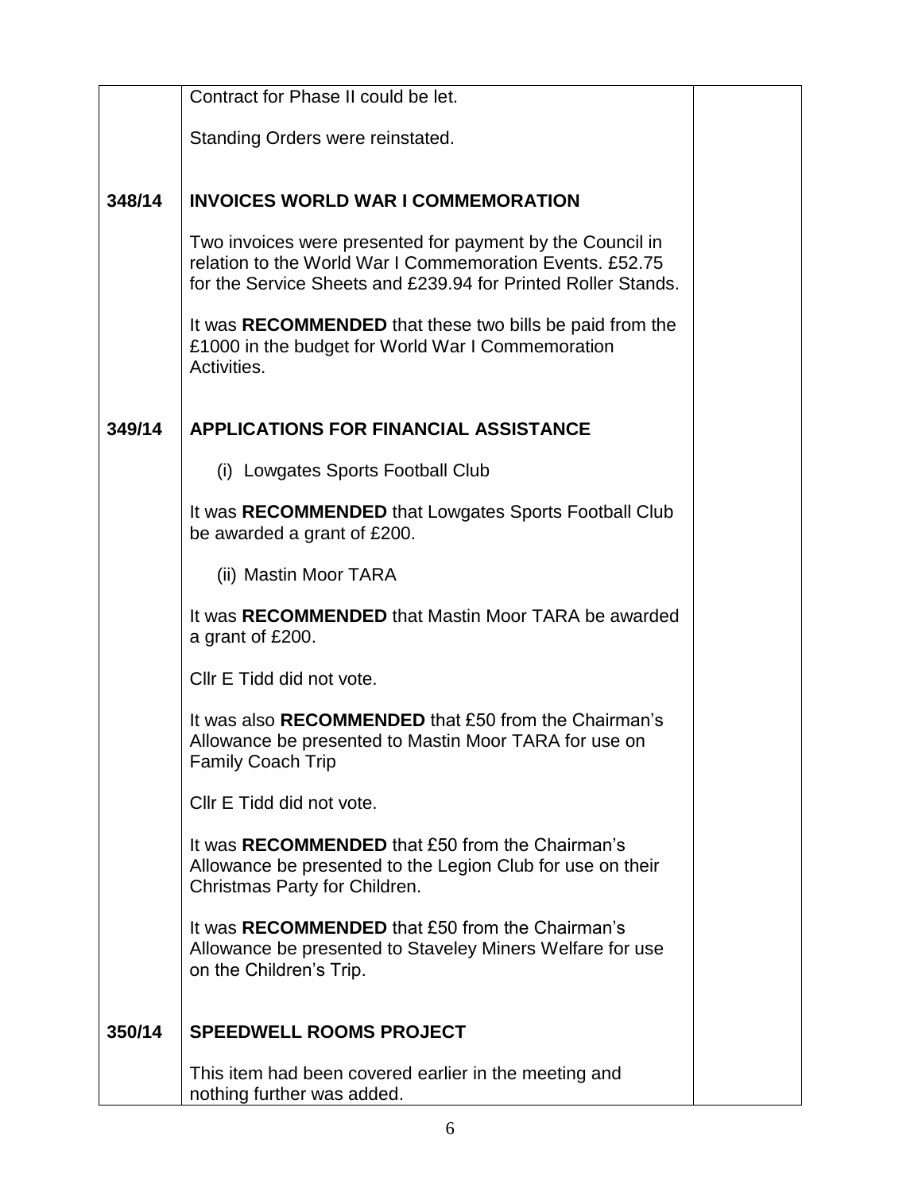| | | |
|---|---|---|
| | Contract for Phase II could be let.<br><br>Standing Orders were reinstated. | |
| **348/14** | **INVOICES WORLD WAR I COMMEMORATION**<br><br>Two invoices were presented for payment by the Council in relation to the World War I Commemoration Events. £52.75 for the Service Sheets and £239.94 for Printed Roller Stands.<br><br>It was **RECOMMENDED** that these two bills be paid from the £1000 in the budget for World War I Commemoration Activities. | |
| **349/14** | **APPLICATIONS FOR FINANCIAL ASSISTANCE**<br><br>(i) Lowgates Sports Football Club<br><br>It was **RECOMMENDED** that Lowgates Sports Football Club be awarded a grant of £200.<br><br>(ii) Mastin Moor TARA<br><br>It was **RECOMMENDED** that Mastin Moor TARA be awarded a grant of £200.<br><br>Cllr E Tidd did not vote.<br><br>It was also **RECOMMENDED** that £50 from the Chairman's Allowance be presented to Mastin Moor TARA for use on Family Coach Trip<br><br>Cllr E Tidd did not vote.<br><br>It was **RECOMMENDED** that £50 from the Chairman's Allowance be presented to the Legion Club for use on their Christmas Party for Children.<br><br>It was **RECOMMENDED** that £50 from the Chairman's Allowance be presented to Staveley Miners Welfare for use on the Children's Trip. | |
| **350/14** | **SPEEDWELL ROOMS PROJECT**<br><br>This item had been covered earlier in the meeting and nothing further was added. | |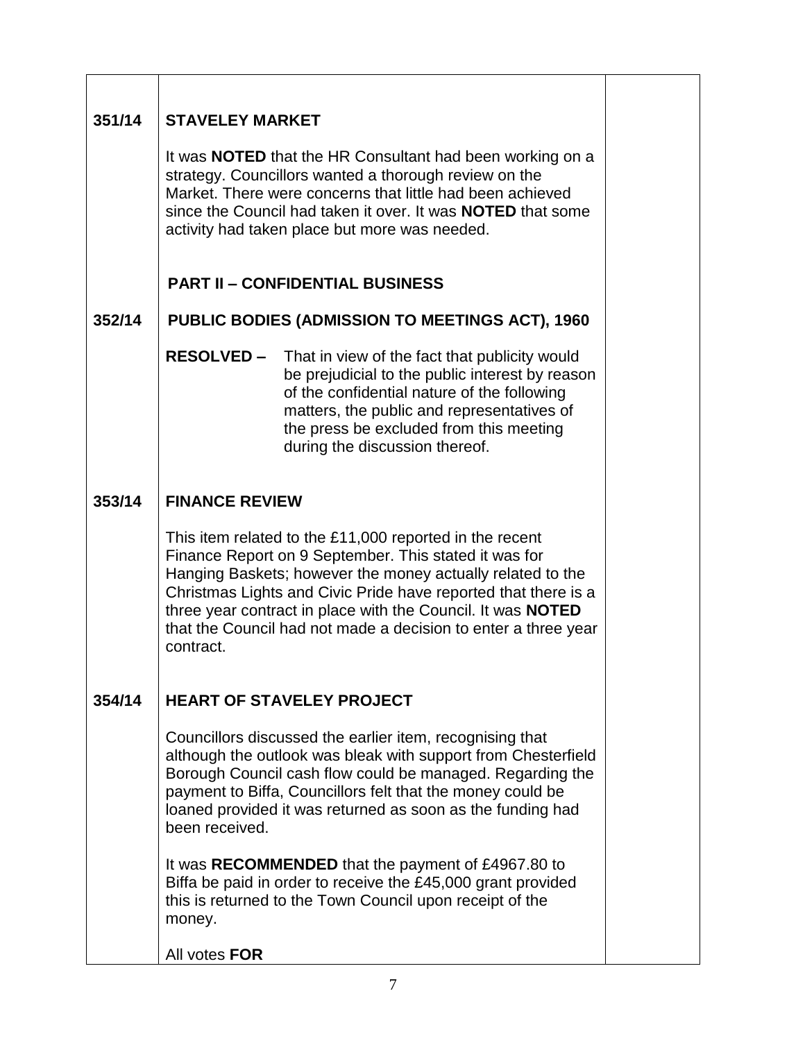| | | |
|---|---|---|
| **351/14** | **STAVELEY MARKET**<br><br>It was **NOTED** that the HR Consultant had been working on a strategy. Councillors wanted a thorough review on the Market. There were concerns that little had been achieved since the Council had taken it over. It was **NOTED** that some activity had taken place but more was needed.<br><br>**PART II – CONFIDENTIAL BUSINESS** | |
| **352/14** | **PUBLIC BODIES (ADMISSION TO MEETINGS ACT), 1960**<br><br>**RESOLVED –** That in view of the fact that publicity would be prejudicial to the public interest by reason of the confidential nature of the following matters, the public and representatives of the press be excluded from this meeting during the discussion thereof. | |
| **353/14** | **FINANCE REVIEW**<br><br>This item related to the £11,000 reported in the recent Finance Report on 9 September. This stated it was for Hanging Baskets; however the money actually related to the Christmas Lights and Civic Pride have reported that there is a three year contract in place with the Council. It was **NOTED** that the Council had not made a decision to enter a three year contract. | |
| **354/14** | **HEART OF STAVELEY PROJECT**<br><br>Councillors discussed the earlier item, recognising that although the outlook was bleak with support from Chesterfield Borough Council cash flow could be managed. Regarding the payment to Biffa, Councillors felt that the money could be loaned provided it was returned as soon as the funding had been received.<br><br>It was **RECOMMENDED** that the payment of £4967.80 to Biffa be paid in order to receive the £45,000 grant provided this is returned to the Town Council upon receipt of the money.<br><br>All votes **FOR** | |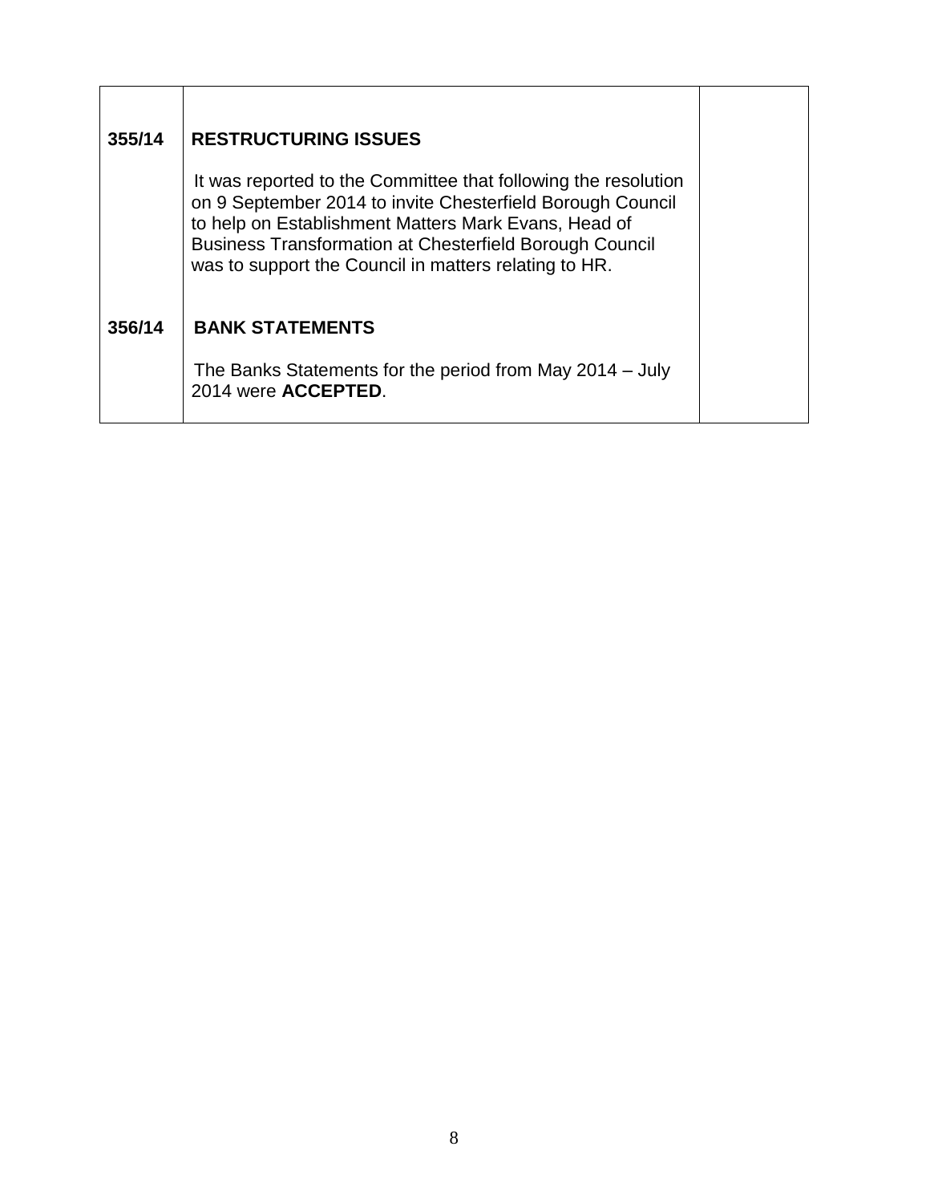| | | |
|---|---|---|
| **355/14** | **RESTRUCTURING ISSUES**<br><br>It was reported to the Committee that following the resolution on 9 September 2014 to invite Chesterfield Borough Council to help on Establishment Matters Mark Evans, Head of Business Transformation at Chesterfield Borough Council was to support the Council in matters relating to HR. | |
| **356/14** | **BANK STATEMENTS**<br><br>The Banks Statements for the period from May 2014 – July 2014 were **ACCEPTED**. | |